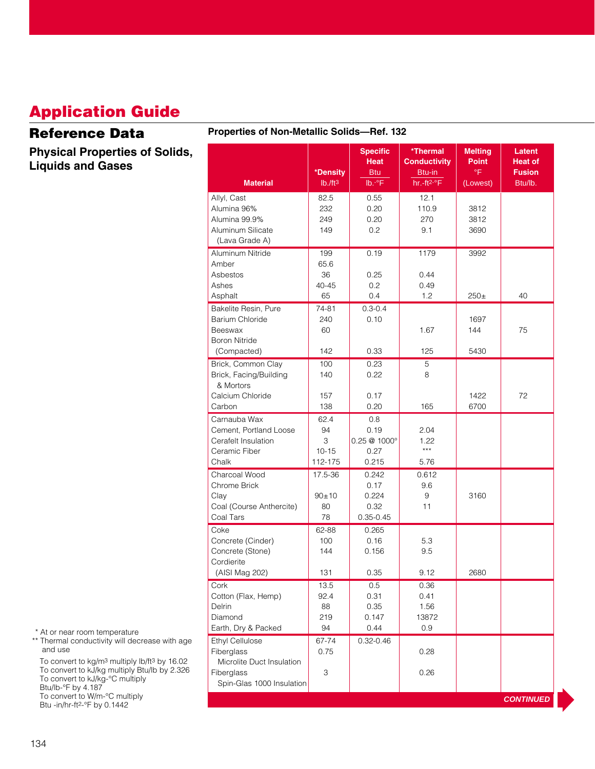# Application Guide

## Reference Data

### Physical Properties of Solids, Liquids and Gases

**Properties of Non-Metallic Solids—Ref. 132**

| Material | *Density lb./ft³ | Specific Heat Btu/lb.-°F | *Thermal Conductivity Btu-in/hr.-ft²-°F | Melting Point °F (Lowest) | Latent Heat of Fusion Btu/lb. |
|---|---|---|---|---|---|
| Allyl, Cast | 82.5 | 0.55 | 12.1 | | |
| Alumina 96% | 232 | 0.20 | 110.9 | 3812 | |
| Alumina 99.9% | 249 | 0.20 | 270 | 3812 | |
| Aluminum Silicate (Lava Grade A) | 149 | 0.2 | 9.1 | 3690 | |
| Aluminum Nitride | 199 | 0.19 | 1179 | 3992 | |
| Amber | 65.6 | | | | |
| Asbestos | 36 | 0.25 | 0.44 | | |
| Ashes | 40-45 | 0.2 | 0.49 | | |
| Asphalt | 65 | 0.4 | 1.2 | 250± | 40 |
| Bakelite Resin, Pure | 74-81 | 0.3-0.4 | | | |
| Barium Chloride | 240 | 0.10 | | 1697 | |
| Beeswax | 60 | | 1.67 | 144 | 75 |
| Boron Nitride (Compacted) | 142 | 0.33 | 125 | 5430 | |
| Brick, Common Clay | 100 | 0.23 | 5 | | |
| Brick, Facing/Building & Mortors | 140 | 0.22 | 8 | | |
| Calcium Chloride | 157 | 0.17 | | 1422 | 72 |
| Carbon | 138 | 0.20 | 165 | 6700 | |
| Carnauba Wax | 62.4 | 0.8 | | | |
| Cement, Portland Loose | 94 | 0.19 | 2.04 | | |
| Cerafelt Insulation | 3 | 0.25 @ 1000° | 1.22 | | |
| Ceramic Fiber | 10-15 | 0.27 | *** | | |
| Chalk | 112-175 | 0.215 | 5.76 | | |
| Charcoal Wood | 17.5-36 | 0.242 | 0.612 | | |
| Chrome Brick | | 0.17 | 9.6 | | |
| Clay | 90±10 | 0.224 | 9 | 3160 | |
| Coal (Course Anthercite) | 80 | 0.32 | 11 | | |
| Coal Tars | 78 | 0.35-0.45 | | | |
| Coke | 62-88 | 0.265 | | | |
| Concrete (Cinder) | 100 | 0.16 | 5.3 | | |
| Concrete (Stone) | 144 | 0.156 | 9.5 | | |
| Cordierite (AISI Mag 202) | 131 | 0.35 | 9.12 | 2680 | |
| Cork | 13.5 | 0.5 | 0.36 | | |
| Cotton (Flax, Hemp) | 92.4 | 0.31 | 0.41 | | |
| Delrin | 88 | 0.35 | 1.56 | | |
| Diamond | 219 | 0.147 | 13872 | | |
| Earth, Dry & Packed | 94 | 0.44 | 0.9 | | |
| Ethyl Cellulose | 67-74 | 0.32-0.46 | | | |
| Fiberglass Microlite Duct Insulation | 0.75 | | 0.28 | | |
| Fiberglass Spin-Glas 1000 Insulation | 3 | | 0.26 | | |

*CONTINUED*

\* At or near room temperature
\*\* Thermal conductivity will decrease with age and use

To convert to kg/m³ multiply lb/ft³ by 16.02
To convert to kJ/kg multiply Btu/lb by 2.326
To convert to kJ/kg-°C multiply Btu/lb-°F by 4.187
To convert to W/m-°C multiply Btu -in/hr-ft²-°F by 0.1442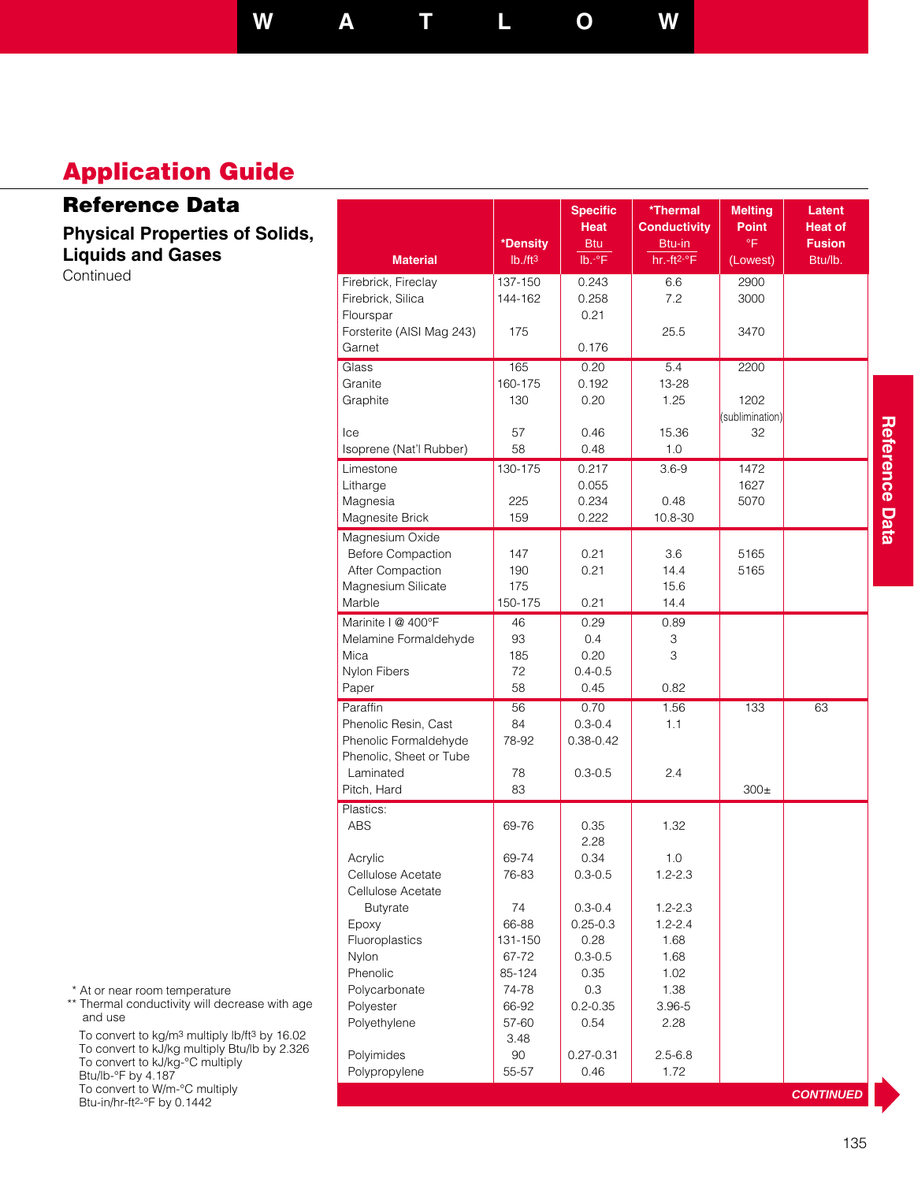## Application Guide

### Reference Data

#### Physical Properties of Solids, Liquids and Gases

Continued

| Material | *Density lb./ft³ | Specific Heat Btu/lb.-°F | *Thermal Conductivity Btu-in/hr.-ft²-°F | Melting Point °F (Lowest) | Latent Heat of Fusion Btu/lb. |
|---|---|---|---|---|---|
| Firebrick, Fireclay | 137-150 | 0.243 | 6.6 | 2900 | |
| Firebrick, Silica | 144-162 | 0.258 | 7.2 | 3000 | |
| Flourspar | | 0.21 | | | |
| Forsterite (AISI Mag 243) | 175 | | 25.5 | 3470 | |
| Garnet | | 0.176 | | | |
| Glass | 165 | 0.20 | 5.4 | 2200 | |
| Granite | 160-175 | 0.192 | 13-28 | | |
| Graphite | 130 | 0.20 | 1.25 | 1202 (sublimination) | |
| Ice | 57 | 0.46 | 15.36 | 32 | |
| Isoprene (Nat'l Rubber) | 58 | 0.48 | 1.0 | | |
| Limestone | 130-175 | 0.217 | 3.6-9 | 1472 | |
| Litharge | | 0.055 | | 1627 | |
| Magnesia | 225 | 0.234 | 0.48 | 5070 | |
| Magnesite Brick | 159 | 0.222 | 10.8-30 | | |
| Magnesium Oxide | | | | | |
| Before Compaction | 147 | 0.21 | 3.6 | 5165 | |
| After Compaction | 190 | 0.21 | 14.4 | 5165 | |
| Magnesium Silicate | 175 | | 15.6 | | |
| Marble | 150-175 | 0.21 | 14.4 | | |
| Marinite I @ 400°F | 46 | 0.29 | 0.89 | | |
| Melamine Formaldehyde | 93 | 0.4 | 3 | | |
| Mica | 185 | 0.20 | 3 | | |
| Nylon Fibers | 72 | 0.4-0.5 | | | |
| Paper | 58 | 0.45 | 0.82 | | |
| Paraffin | 56 | 0.70 | 1.56 | 133 | 63 |
| Phenolic Resin, Cast | 84 | 0.3-0.4 | 1.1 | | |
| Phenolic Formaldehyde | 78-92 | 0.38-0.42 | | | |
| Phenolic, Sheet or Tube Laminated | 78 | 0.3-0.5 | 2.4 | | |
| Pitch, Hard | 83 | | | 300± | |
| Plastics: | | | | | |
| ABS | 69-76 | 0.35 2.28 | 1.32 | | |
| Acrylic | 69-74 | 0.34 | 1.0 | | |
| Cellulose Acetate | 76-83 | 0.3-0.5 | 1.2-2.3 | | |
| Cellulose Acetate Butyrate | 74 | 0.3-0.4 | 1.2-2.3 | | |
| Epoxy | 66-88 | 0.25-0.3 | 1.2-2.4 | | |
| Fluoroplastics | 131-150 | 0.28 | 1.68 | | |
| Nylon | 67-72 | 0.3-0.5 | 1.68 | | |
| Phenolic | 85-124 | 0.35 | 1.02 | | |
| Polycarbonate | 74-78 | 0.3 | 1.38 | | |
| Polyester | 66-92 | 0.2-0.35 | 3.96-5 | | |
| Polyethylene | 57-60 3.48 | 0.54 | 2.28 | | |
| Polyimides | 90 | 0.27-0.31 | 2.5-6.8 | | |
| Polypropylene | 55-57 | 0.46 | 1.72 | | |

*CONTINUED*

\* At or near room temperature
** Thermal conductivity will decrease with age and use

To convert to kg/m³ multiply lb/ft³ by 16.02
To convert to kJ/kg multiply Btu/lb by 2.326
To convert to kJ/kg-°C multiply Btu/lb-°F by 4.187
To convert to W/m-°C multiply Btu-in/hr-ft²-°F by 0.1442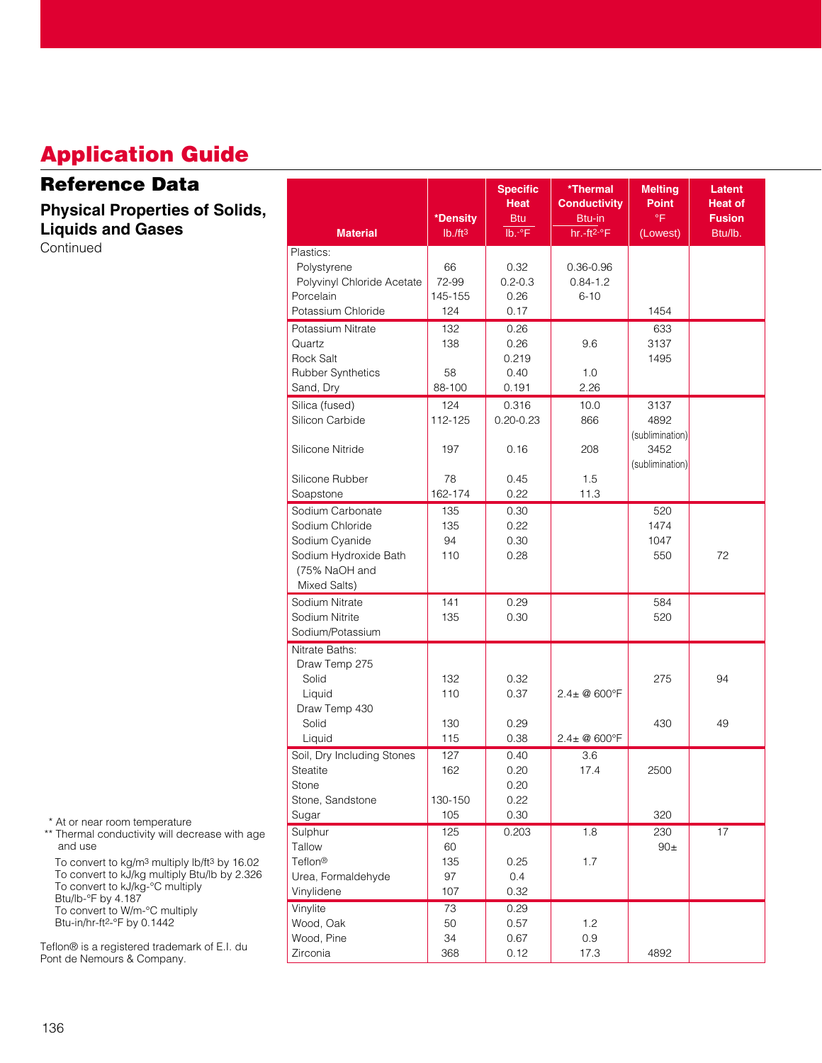# Application Guide

## Reference Data

### Physical Properties of Solids, Liquids and Gases

Continued

| Material | *Density lb./ft³ | Specific Heat Btu/lb.-°F | *Thermal Conductivity Btu-in/hr.-ft²-°F | Melting Point °F (Lowest) | Latent Heat of Fusion Btu/lb. |
|---|---|---|---|---|---|
| Plastics: | | | | | |
| Polystyrene | 66 | 0.32 | 0.36-0.96 | | |
| Polyvinyl Chloride Acetate | 72-99 | 0.2-0.3 | 0.84-1.2 | | |
| Porcelain | 145-155 | 0.26 | 6-10 | | |
| Potassium Chloride | 124 | 0.17 | | 1454 | |
| Potassium Nitrate | 132 | 0.26 | | 633 | |
| Quartz | 138 | 0.26 | 9.6 | 3137 | |
| Rock Salt | | 0.219 | | 1495 | |
| Rubber Synthetics | 58 | 0.40 | 1.0 | | |
| Sand, Dry | 88-100 | 0.191 | 2.26 | | |
| Silica (fused) | 124 | 0.316 | 10.0 | 3137 | |
| Silicon Carbide | 112-125 | 0.20-0.23 | 866 | 4892 (sublimination) | |
| Silicone Nitride | 197 | 0.16 | 208 | 3452 (sublimination) | |
| Silicone Rubber | 78 | 0.45 | 1.5 | | |
| Soapstone | 162-174 | 0.22 | 11.3 | | |
| Sodium Carbonate | 135 | 0.30 | | 520 | |
| Sodium Chloride | 135 | 0.22 | | 1474 | |
| Sodium Cyanide | 94 | 0.30 | | 1047 | |
| Sodium Hydroxide Bath (75% NaOH and Mixed Salts) | 110 | 0.28 | | 550 | 72 |
| Sodium Nitrate | 141 | 0.29 | | 584 | |
| Sodium Nitrite | 135 | 0.30 | | 520 | |
| Sodium/Potassium | | | | | |
| Nitrate Baths: | | | | | |
| Draw Temp 275 | | | | | |
| Solid | 132 | 0.32 | | 275 | 94 |
| Liquid | 110 | 0.37 | 2.4± @ 600°F | | |
| Draw Temp 430 | | | | | |
| Solid | 130 | 0.29 | | 430 | 49 |
| Liquid | 115 | 0.38 | 2.4± @ 600°F | | |
| Soil, Dry Including Stones | 127 | 0.40 | 3.6 | | |
| Steatite | 162 | 0.20 | 17.4 | 2500 | |
| Stone | | 0.20 | | | |
| Stone, Sandstone | 130-150 | 0.22 | | | |
| Sugar | 105 | 0.30 | | 320 | |
| Sulphur | 125 | 0.203 | 1.8 | 230 | 17 |
| Tallow | 60 | | | 90± | |
| Teflon® | 135 | 0.25 | 1.7 | | |
| Urea, Formaldehyde | 97 | 0.4 | | | |
| Vinylidene | 107 | 0.32 | | | |
| Vinylite | 73 | 0.29 | | | |
| Wood, Oak | 50 | 0.57 | 1.2 | | |
| Wood, Pine | 34 | 0.67 | 0.9 | | |
| Zirconia | 368 | 0.12 | 17.3 | 4892 | |

\* At or near room temperature

\** Thermal conductivity will decrease with age and use

To convert to kg/m³ multiply lb/ft³ by 16.02
To convert to kJ/kg multiply Btu/lb by 2.326
To convert to kJ/kg-°C multiply Btu/lb-°F by 4.187
To convert to W/m-°C multiply Btu-in/hr-ft²-°F by 0.1442

Teflon® is a registered trademark of E.I. du Pont de Nemours & Company.